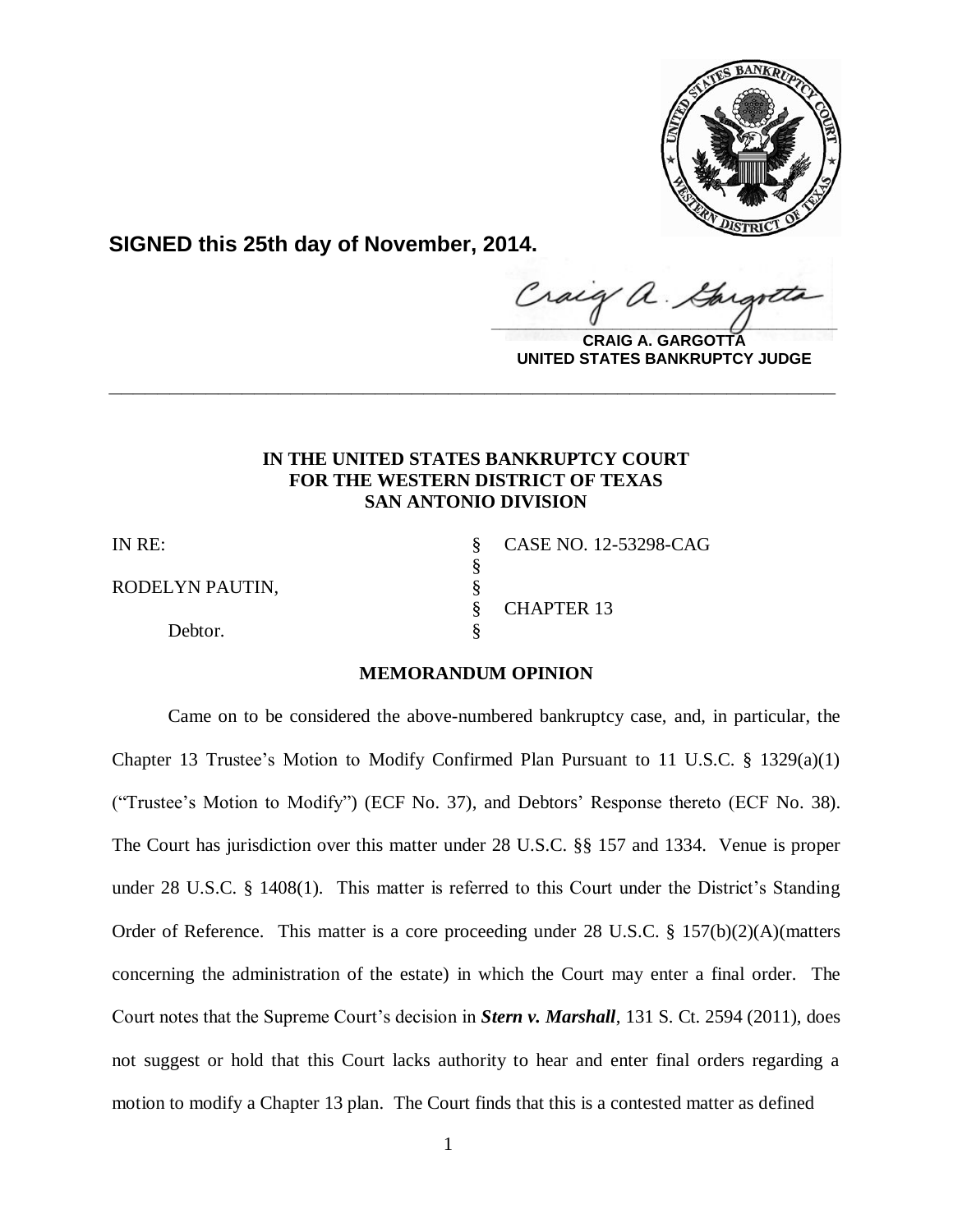**SIGNED this 25th day of November, 2014.**

**CRAIG A. GARGOTTA**
**UNITED STATES BANKRUPTCY JUDGE**

---

**IN THE UNITED STATES BANKRUPTCY COURT**
**FOR THE WESTERN DISTRICT OF TEXAS**
**SAN ANTONIO DIVISION**

| | | |
|---|---|---|
| IN RE: | § | CASE NO. 12-53298-CAG |
| | § | |
| RODELYN PAUTIN, | § | |
| | § | CHAPTER 13 |
| Debtor. | § | |

**MEMORANDUM OPINION**

Came on to be considered the above-numbered bankruptcy case, and, in particular, the Chapter 13 Trustee's Motion to Modify Confirmed Plan Pursuant to 11 U.S.C. § 1329(a)(1) ("Trustee's Motion to Modify") (ECF No. 37), and Debtors' Response thereto (ECF No. 38). The Court has jurisdiction over this matter under 28 U.S.C. §§ 157 and 1334. Venue is proper under 28 U.S.C. § 1408(1). This matter is referred to this Court under the District's Standing Order of Reference. This matter is a core proceeding under 28 U.S.C. § 157(b)(2)(A)(matters concerning the administration of the estate) in which the Court may enter a final order. The Court notes that the Supreme Court's decision in ***Stern v. Marshall***, 131 S. Ct. 2594 (2011), does not suggest or hold that this Court lacks authority to hear and enter final orders regarding a motion to modify a Chapter 13 plan. The Court finds that this is a contested matter as defined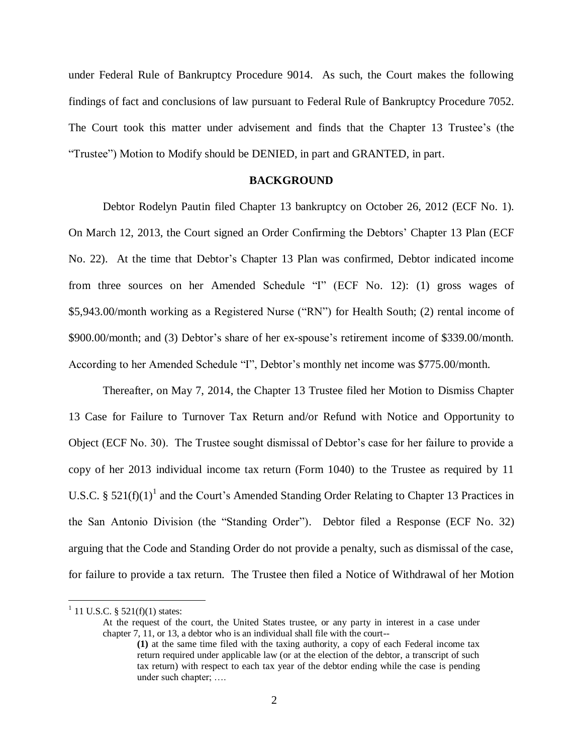under Federal Rule of Bankruptcy Procedure 9014. As such, the Court makes the following findings of fact and conclusions of law pursuant to Federal Rule of Bankruptcy Procedure 7052. The Court took this matter under advisement and finds that the Chapter 13 Trustee's (the "Trustee") Motion to Modify should be DENIED, in part and GRANTED, in part.

## BACKGROUND

Debtor Rodelyn Pautin filed Chapter 13 bankruptcy on October 26, 2012 (ECF No. 1). On March 12, 2013, the Court signed an Order Confirming the Debtors' Chapter 13 Plan (ECF No. 22). At the time that Debtor's Chapter 13 Plan was confirmed, Debtor indicated income from three sources on her Amended Schedule "I" (ECF No. 12): (1) gross wages of \$5,943.00/month working as a Registered Nurse ("RN") for Health South; (2) rental income of \$900.00/month; and (3) Debtor's share of her ex-spouse's retirement income of \$339.00/month. According to her Amended Schedule "I", Debtor's monthly net income was \$775.00/month.

Thereafter, on May 7, 2014, the Chapter 13 Trustee filed her Motion to Dismiss Chapter 13 Case for Failure to Turnover Tax Return and/or Refund with Notice and Opportunity to Object (ECF No. 30). The Trustee sought dismissal of Debtor's case for her failure to provide a copy of her 2013 individual income tax return (Form 1040) to the Trustee as required by 11 U.S.C. § 521(f)(1)[1] and the Court's Amended Standing Order Relating to Chapter 13 Practices in the San Antonio Division (the "Standing Order"). Debtor filed a Response (ECF No. 32) arguing that the Code and Standing Order do not provide a penalty, such as dismissal of the case, for failure to provide a tax return. The Trustee then filed a Notice of Withdrawal of her Motion

---

[1] 11 U.S.C. § 521(f)(1) states:

> At the request of the court, the United States trustee, or any party in interest in a case under chapter 7, 11, or 13, a debtor who is an individual shall file with the court--
>
> **(1)** at the same time filed with the taxing authority, a copy of each Federal income tax return required under applicable law (or at the election of the debtor, a transcript of such tax return) with respect to each tax year of the debtor ending while the case is pending under such chapter; ….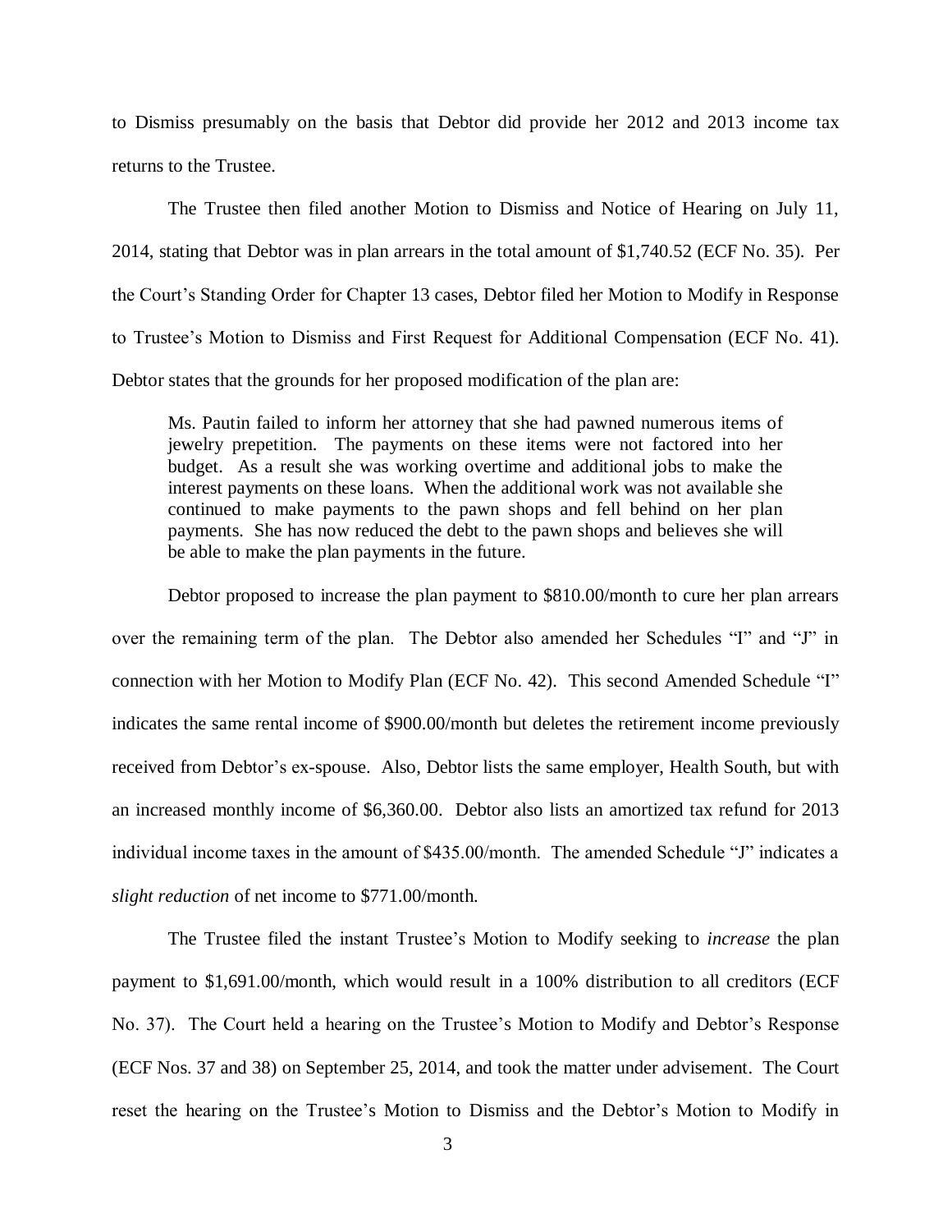to Dismiss presumably on the basis that Debtor did provide her 2012 and 2013 income tax returns to the Trustee.

The Trustee then filed another Motion to Dismiss and Notice of Hearing on July 11, 2014, stating that Debtor was in plan arrears in the total amount of $1,740.52 (ECF No. 35). Per the Court's Standing Order for Chapter 13 cases, Debtor filed her Motion to Modify in Response to Trustee's Motion to Dismiss and First Request for Additional Compensation (ECF No. 41). Debtor states that the grounds for her proposed modification of the plan are:

> Ms. Pautin failed to inform her attorney that she had pawned numerous items of jewelry prepetition. The payments on these items were not factored into her budget. As a result she was working overtime and additional jobs to make the interest payments on these loans. When the additional work was not available she continued to make payments to the pawn shops and fell behind on her plan payments. She has now reduced the debt to the pawn shops and believes she will be able to make the plan payments in the future.

Debtor proposed to increase the plan payment to $810.00/month to cure her plan arrears over the remaining term of the plan. The Debtor also amended her Schedules "I" and "J" in connection with her Motion to Modify Plan (ECF No. 42). This second Amended Schedule "I" indicates the same rental income of $900.00/month but deletes the retirement income previously received from Debtor's ex-spouse. Also, Debtor lists the same employer, Health South, but with an increased monthly income of $6,360.00. Debtor also lists an amortized tax refund for 2013 individual income taxes in the amount of $435.00/month. The amended Schedule "J" indicates a *slight reduction* of net income to $771.00/month.

The Trustee filed the instant Trustee's Motion to Modify seeking to *increase* the plan payment to $1,691.00/month, which would result in a 100% distribution to all creditors (ECF No. 37). The Court held a hearing on the Trustee's Motion to Modify and Debtor's Response (ECF Nos. 37 and 38) on September 25, 2014, and took the matter under advisement. The Court reset the hearing on the Trustee's Motion to Dismiss and the Debtor's Motion to Modify in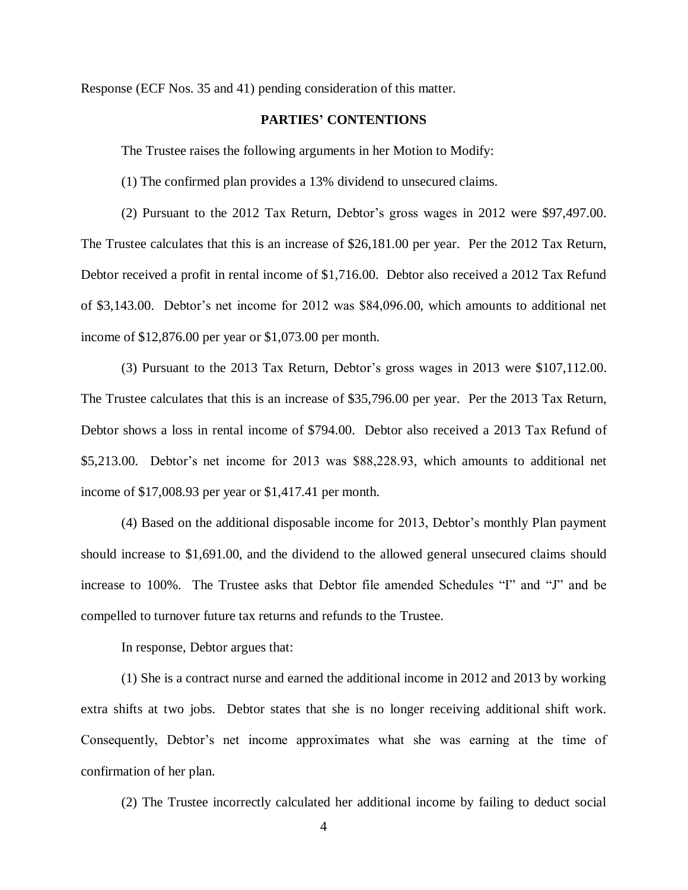Response (ECF Nos. 35 and 41) pending consideration of this matter.

## PARTIES' CONTENTIONS

The Trustee raises the following arguments in her Motion to Modify:

(1) The confirmed plan provides a 13% dividend to unsecured claims.

(2) Pursuant to the 2012 Tax Return, Debtor's gross wages in 2012 were $97,497.00. The Trustee calculates that this is an increase of $26,181.00 per year. Per the 2012 Tax Return, Debtor received a profit in rental income of $1,716.00. Debtor also received a 2012 Tax Refund of $3,143.00. Debtor's net income for 2012 was $84,096.00, which amounts to additional net income of $12,876.00 per year or $1,073.00 per month.

(3) Pursuant to the 2013 Tax Return, Debtor's gross wages in 2013 were $107,112.00. The Trustee calculates that this is an increase of $35,796.00 per year. Per the 2013 Tax Return, Debtor shows a loss in rental income of $794.00. Debtor also received a 2013 Tax Refund of $5,213.00. Debtor's net income for 2013 was $88,228.93, which amounts to additional net income of $17,008.93 per year or $1,417.41 per month.

(4) Based on the additional disposable income for 2013, Debtor's monthly Plan payment should increase to $1,691.00, and the dividend to the allowed general unsecured claims should increase to 100%. The Trustee asks that Debtor file amended Schedules "I" and "J" and be compelled to turnover future tax returns and refunds to the Trustee.

In response, Debtor argues that:

(1) She is a contract nurse and earned the additional income in 2012 and 2013 by working extra shifts at two jobs. Debtor states that she is no longer receiving additional shift work. Consequently, Debtor's net income approximates what she was earning at the time of confirmation of her plan.

(2) The Trustee incorrectly calculated her additional income by failing to deduct social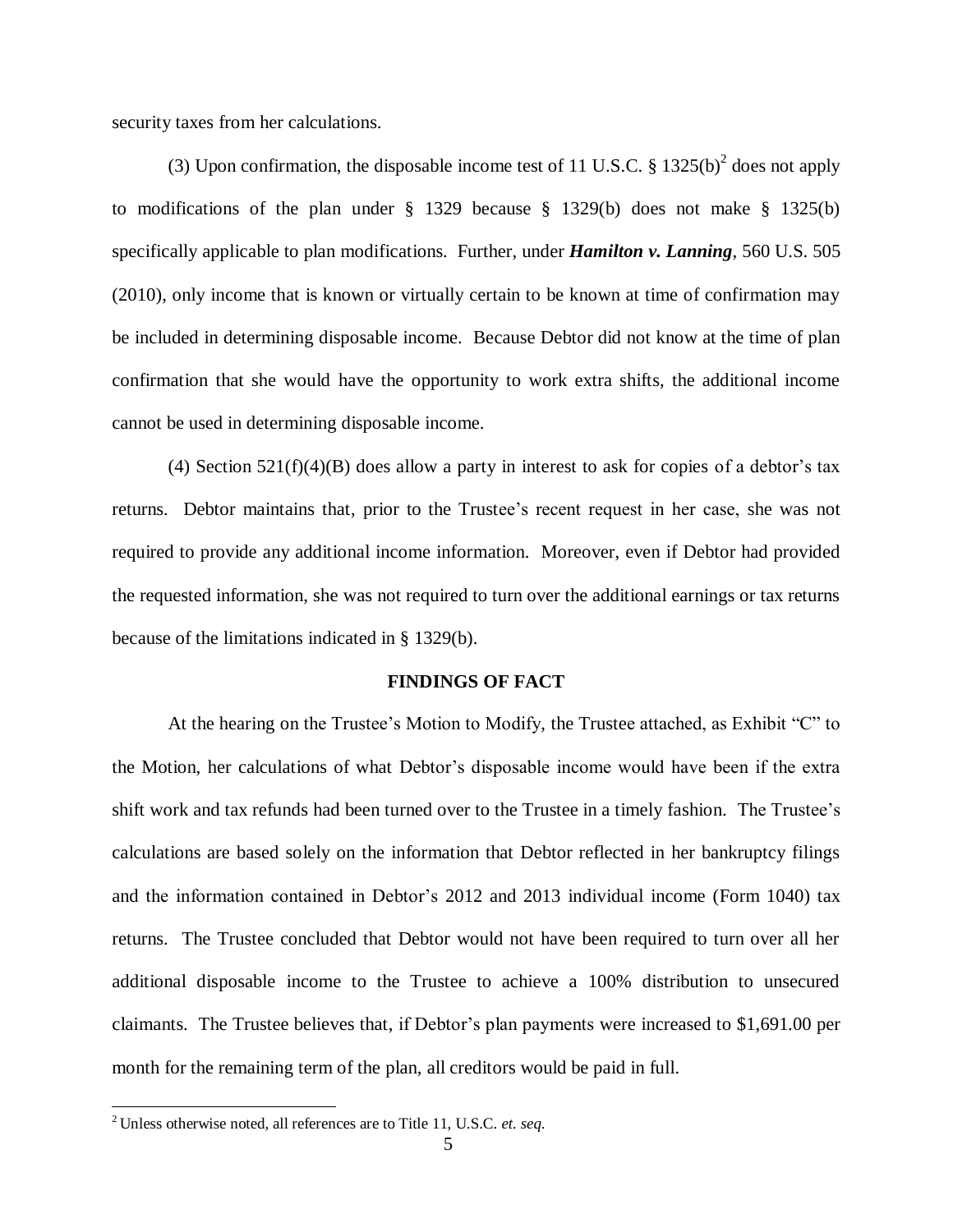security taxes from her calculations.

(3) Upon confirmation, the disposable income test of 11 U.S.C. § 1325(b)[2] does not apply to modifications of the plan under § 1329 because § 1329(b) does not make § 1325(b) specifically applicable to plan modifications. Further, under ***Hamilton v. Lanning***, 560 U.S. 505 (2010), only income that is known or virtually certain to be known at time of confirmation may be included in determining disposable income. Because Debtor did not know at the time of plan confirmation that she would have the opportunity to work extra shifts, the additional income cannot be used in determining disposable income.

(4) Section 521(f)(4)(B) does allow a party in interest to ask for copies of a debtor's tax returns. Debtor maintains that, prior to the Trustee's recent request in her case, she was not required to provide any additional income information. Moreover, even if Debtor had provided the requested information, she was not required to turn over the additional earnings or tax returns because of the limitations indicated in § 1329(b).

## FINDINGS OF FACT

At the hearing on the Trustee's Motion to Modify, the Trustee attached, as Exhibit "C" to the Motion, her calculations of what Debtor's disposable income would have been if the extra shift work and tax refunds had been turned over to the Trustee in a timely fashion. The Trustee's calculations are based solely on the information that Debtor reflected in her bankruptcy filings and the information contained in Debtor's 2012 and 2013 individual income (Form 1040) tax returns. The Trustee concluded that Debtor would not have been required to turn over all her additional disposable income to the Trustee to achieve a 100% distribution to unsecured claimants. The Trustee believes that, if Debtor's plan payments were increased to $1,691.00 per month for the remaining term of the plan, all creditors would be paid in full.

---

[2] Unless otherwise noted, all references are to Title 11, U.S.C. *et. seq.*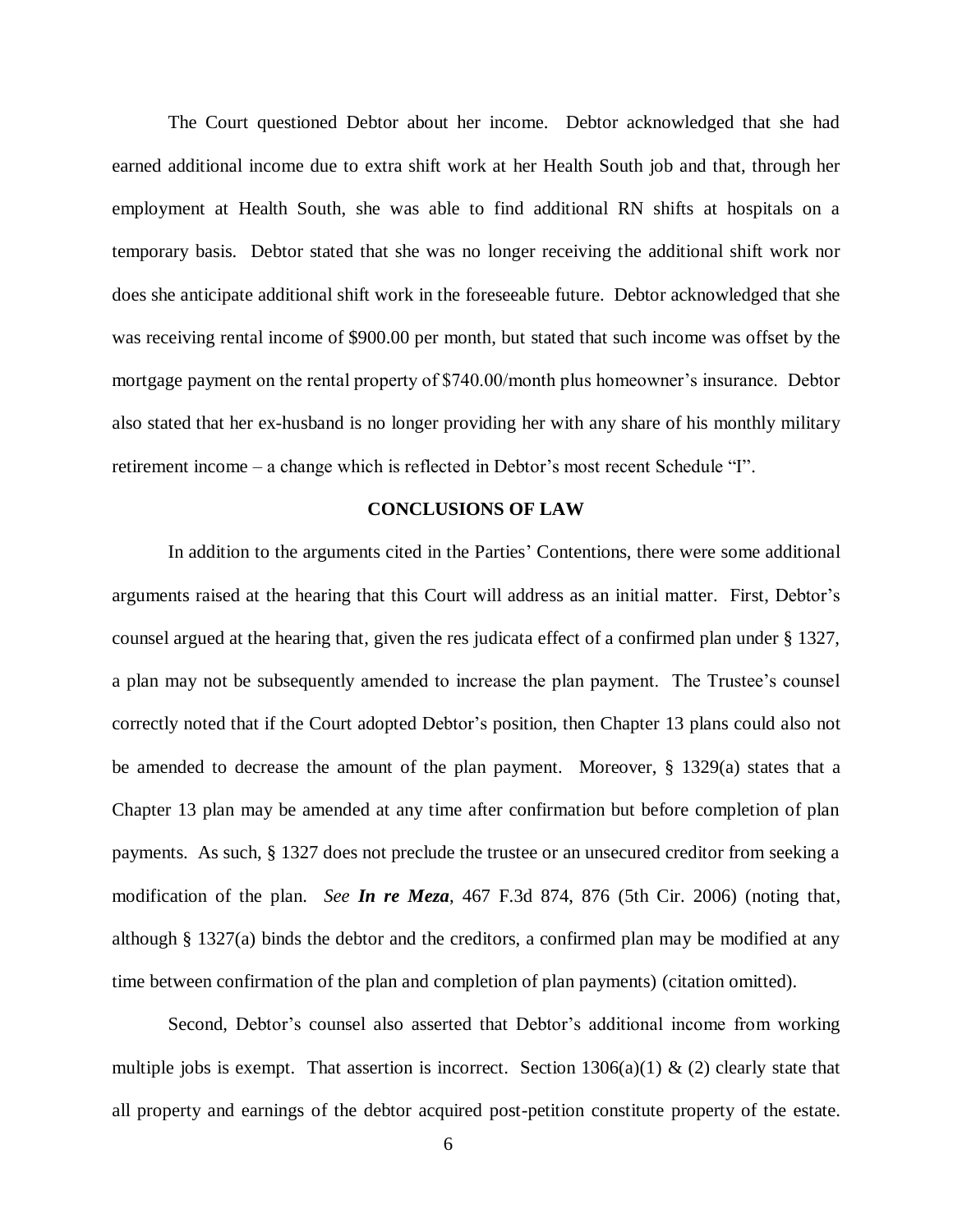The Court questioned Debtor about her income. Debtor acknowledged that she had earned additional income due to extra shift work at her Health South job and that, through her employment at Health South, she was able to find additional RN shifts at hospitals on a temporary basis. Debtor stated that she was no longer receiving the additional shift work nor does she anticipate additional shift work in the foreseeable future. Debtor acknowledged that she was receiving rental income of $900.00 per month, but stated that such income was offset by the mortgage payment on the rental property of $740.00/month plus homeowner's insurance. Debtor also stated that her ex-husband is no longer providing her with any share of his monthly military retirement income – a change which is reflected in Debtor's most recent Schedule "I".

## CONCLUSIONS OF LAW

In addition to the arguments cited in the Parties' Contentions, there were some additional arguments raised at the hearing that this Court will address as an initial matter. First, Debtor's counsel argued at the hearing that, given the res judicata effect of a confirmed plan under § 1327, a plan may not be subsequently amended to increase the plan payment. The Trustee's counsel correctly noted that if the Court adopted Debtor's position, then Chapter 13 plans could also not be amended to decrease the amount of the plan payment. Moreover, § 1329(a) states that a Chapter 13 plan may be amended at any time after confirmation but before completion of plan payments. As such, § 1327 does not preclude the trustee or an unsecured creditor from seeking a modification of the plan. *See* ***In re Meza***, 467 F.3d 874, 876 (5th Cir. 2006) (noting that, although § 1327(a) binds the debtor and the creditors, a confirmed plan may be modified at any time between confirmation of the plan and completion of plan payments) (citation omitted).

Second, Debtor's counsel also asserted that Debtor's additional income from working multiple jobs is exempt. That assertion is incorrect. Section 1306(a)(1) & (2) clearly state that all property and earnings of the debtor acquired post-petition constitute property of the estate.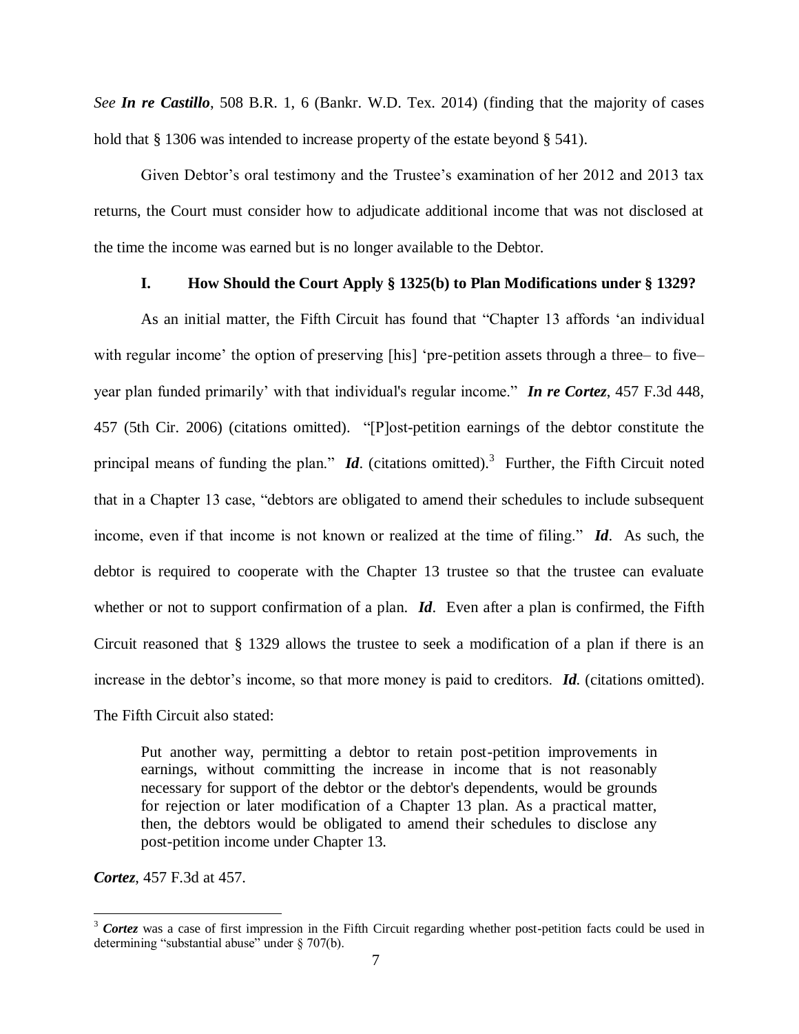*See* ***In re Castillo***, 508 B.R. 1, 6 (Bankr. W.D. Tex. 2014) (finding that the majority of cases hold that § 1306 was intended to increase property of the estate beyond § 541).

Given Debtor's oral testimony and the Trustee's examination of her 2012 and 2013 tax returns, the Court must consider how to adjudicate additional income that was not disclosed at the time the income was earned but is no longer available to the Debtor.

### I. How Should the Court Apply § 1325(b) to Plan Modifications under § 1329?

As an initial matter, the Fifth Circuit has found that "Chapter 13 affords 'an individual with regular income' the option of preserving [his] 'pre-petition assets through a three– to five–year plan funded primarily' with that individual's regular income." ***In re Cortez***, 457 F.3d 448, 457 (5th Cir. 2006) (citations omitted). "[P]ost-petition earnings of the debtor constitute the principal means of funding the plan." ***Id***. (citations omitted).[3] Further, the Fifth Circuit noted that in a Chapter 13 case, "debtors are obligated to amend their schedules to include subsequent income, even if that income is not known or realized at the time of filing." ***Id***. As such, the debtor is required to cooperate with the Chapter 13 trustee so that the trustee can evaluate whether or not to support confirmation of a plan. ***Id***. Even after a plan is confirmed, the Fifth Circuit reasoned that § 1329 allows the trustee to seek a modification of a plan if there is an increase in the debtor's income, so that more money is paid to creditors. ***Id***. (citations omitted). The Fifth Circuit also stated:

> Put another way, permitting a debtor to retain post-petition improvements in earnings, without committing the increase in income that is not reasonably necessary for support of the debtor or the debtor's dependents, would be grounds for rejection or later modification of a Chapter 13 plan. As a practical matter, then, the debtors would be obligated to amend their schedules to disclose any post-petition income under Chapter 13.

***Cortez***, 457 F.3d at 457.

---

[3] ***Cortez*** was a case of first impression in the Fifth Circuit regarding whether post-petition facts could be used in determining "substantial abuse" under § 707(b).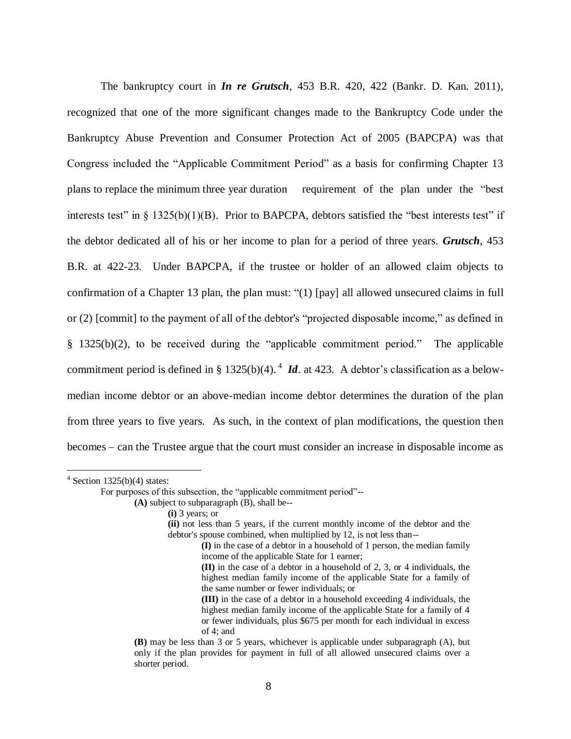The bankruptcy court in ***In re Grutsch***, 453 B.R. 420, 422 (Bankr. D. Kan. 2011), recognized that one of the more significant changes made to the Bankruptcy Code under the Bankruptcy Abuse Prevention and Consumer Protection Act of 2005 (BAPCPA) was that Congress included the "Applicable Commitment Period" as a basis for confirming Chapter 13 plans to replace the minimum three year duration requirement of the plan under the "best interests test" in § 1325(b)(1)(B). Prior to BAPCPA, debtors satisfied the "best interests test" if the debtor dedicated all of his or her income to plan for a period of three years. ***Grutsch***, 453 B.R. at 422-23. Under BAPCPA, if the trustee or holder of an allowed claim objects to confirmation of a Chapter 13 plan, the plan must: "(1) [pay] all allowed unsecured claims in full or (2) [commit] to the payment of all of the debtor's "projected disposable income," as defined in § 1325(b)(2), to be received during the "applicable commitment period." The applicable commitment period is defined in § 1325(b)(4).[4] ***Id***. at 423. A debtor's classification as a below-median income debtor or an above-median income debtor determines the duration of the plan from three years to five years. As such, in the context of plan modifications, the question then becomes – can the Trustee argue that the court must consider an increase in disposable income as

---

[4] Section 1325(b)(4) states:

> For purposes of this subsection, the "applicable commitment period"--
>
> **(A)** subject to subparagraph (B), shall be--
>
> **(i)** 3 years; or
>
> **(ii)** not less than 5 years, if the current monthly income of the debtor and the debtor's spouse combined, when multiplied by 12, is not less than--
>
> **(I)** in the case of a debtor in a household of 1 person, the median family income of the applicable State for 1 earner;
>
> **(II)** in the case of a debtor in a household of 2, 3, or 4 individuals, the highest median family income of the applicable State for a family of the same number or fewer individuals; or
>
> **(III)** in the case of a debtor in a household exceeding 4 individuals, the highest median family income of the applicable State for a family of 4 or fewer individuals, plus $675 per month for each individual in excess of 4; and
>
> **(B)** may be less than 3 or 5 years, whichever is applicable under subparagraph (A), but only if the plan provides for payment in full of all allowed unsecured claims over a shorter period.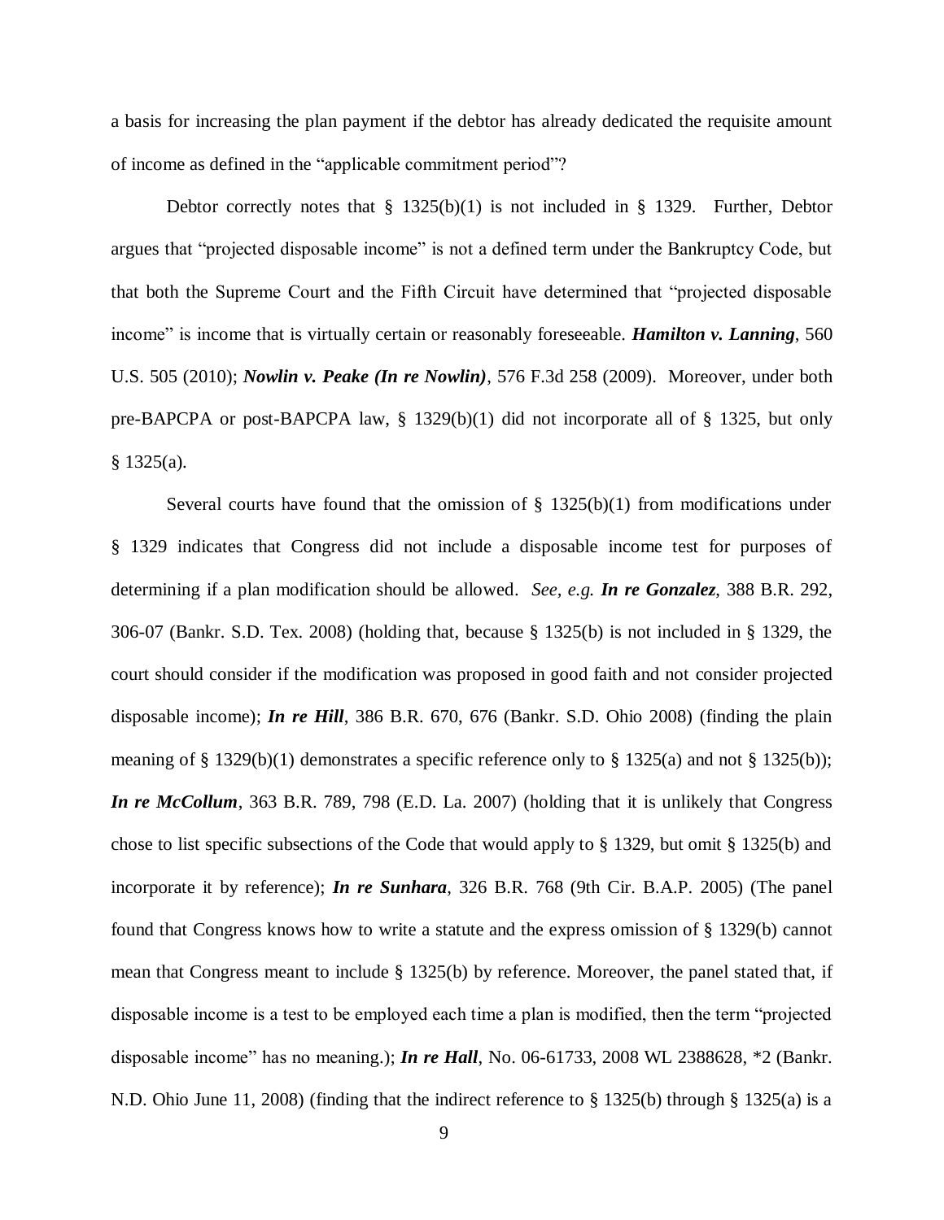a basis for increasing the plan payment if the debtor has already dedicated the requisite amount of income as defined in the "applicable commitment period"?

Debtor correctly notes that § 1325(b)(1) is not included in § 1329. Further, Debtor argues that "projected disposable income" is not a defined term under the Bankruptcy Code, but that both the Supreme Court and the Fifth Circuit have determined that "projected disposable income" is income that is virtually certain or reasonably foreseeable. ***Hamilton v. Lanning***, 560 U.S. 505 (2010); ***Nowlin v. Peake (In re Nowlin)***, 576 F.3d 258 (2009). Moreover, under both pre-BAPCPA or post-BAPCPA law, § 1329(b)(1) did not incorporate all of § 1325, but only § 1325(a).

Several courts have found that the omission of § 1325(b)(1) from modifications under § 1329 indicates that Congress did not include a disposable income test for purposes of determining if a plan modification should be allowed. *See, e.g.* ***In re Gonzalez***, 388 B.R. 292, 306-07 (Bankr. S.D. Tex. 2008) (holding that, because § 1325(b) is not included in § 1329, the court should consider if the modification was proposed in good faith and not consider projected disposable income); ***In re Hill***, 386 B.R. 670, 676 (Bankr. S.D. Ohio 2008) (finding the plain meaning of § 1329(b)(1) demonstrates a specific reference only to § 1325(a) and not § 1325(b)); ***In re McCollum***, 363 B.R. 789, 798 (E.D. La. 2007) (holding that it is unlikely that Congress chose to list specific subsections of the Code that would apply to § 1329, but omit § 1325(b) and incorporate it by reference); ***In re Sunhara***, 326 B.R. 768 (9th Cir. B.A.P. 2005) (The panel found that Congress knows how to write a statute and the express omission of § 1329(b) cannot mean that Congress meant to include § 1325(b) by reference. Moreover, the panel stated that, if disposable income is a test to be employed each time a plan is modified, then the term "projected disposable income" has no meaning.); ***In re Hall***, No. 06-61733, 2008 WL 2388628, *2 (Bankr. N.D. Ohio June 11, 2008) (finding that the indirect reference to § 1325(b) through § 1325(a) is a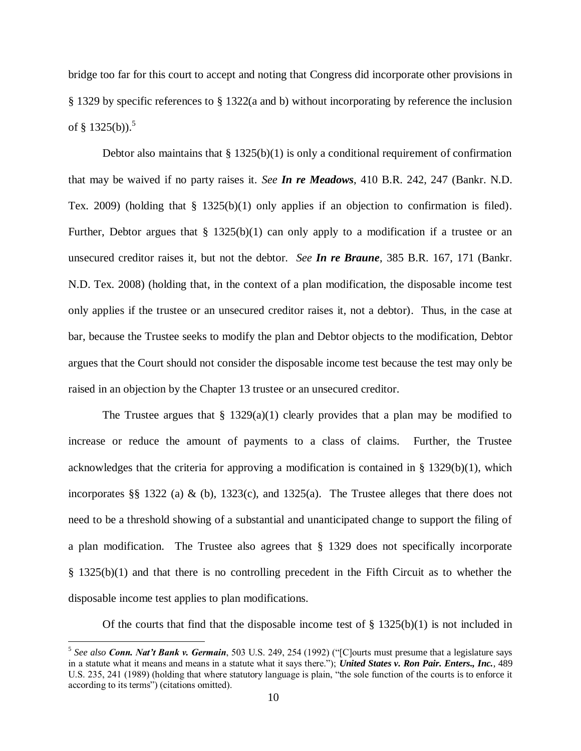bridge too far for this court to accept and noting that Congress did incorporate other provisions in § 1329 by specific references to § 1322(a and b) without incorporating by reference the inclusion of § 1325(b)).[5]

Debtor also maintains that § 1325(b)(1) is only a conditional requirement of confirmation that may be waived if no party raises it. *See* ***In re Meadows***, 410 B.R. 242, 247 (Bankr. N.D. Tex. 2009) (holding that § 1325(b)(1) only applies if an objection to confirmation is filed). Further, Debtor argues that § 1325(b)(1) can only apply to a modification if a trustee or an unsecured creditor raises it, but not the debtor. *See* ***In re Braune***, 385 B.R. 167, 171 (Bankr. N.D. Tex. 2008) (holding that, in the context of a plan modification, the disposable income test only applies if the trustee or an unsecured creditor raises it, not a debtor). Thus, in the case at bar, because the Trustee seeks to modify the plan and Debtor objects to the modification, Debtor argues that the Court should not consider the disposable income test because the test may only be raised in an objection by the Chapter 13 trustee or an unsecured creditor.

The Trustee argues that § 1329(a)(1) clearly provides that a plan may be modified to increase or reduce the amount of payments to a class of claims. Further, the Trustee acknowledges that the criteria for approving a modification is contained in § 1329(b)(1), which incorporates §§ 1322 (a) & (b), 1323(c), and 1325(a). The Trustee alleges that there does not need to be a threshold showing of a substantial and unanticipated change to support the filing of a plan modification. The Trustee also agrees that § 1329 does not specifically incorporate § 1325(b)(1) and that there is no controlling precedent in the Fifth Circuit as to whether the disposable income test applies to plan modifications.

Of the courts that find that the disposable income test of § 1325(b)(1) is not included in

---

[5] *See also* ***Conn. Nat't Bank v. Germain***, 503 U.S. 249, 254 (1992) ("[C]ourts must presume that a legislature says in a statute what it means and means in a statute what it says there."); ***United States v. Ron Pair. Enters., Inc.***, 489 U.S. 235, 241 (1989) (holding that where statutory language is plain, "the sole function of the courts is to enforce it according to its terms") (citations omitted).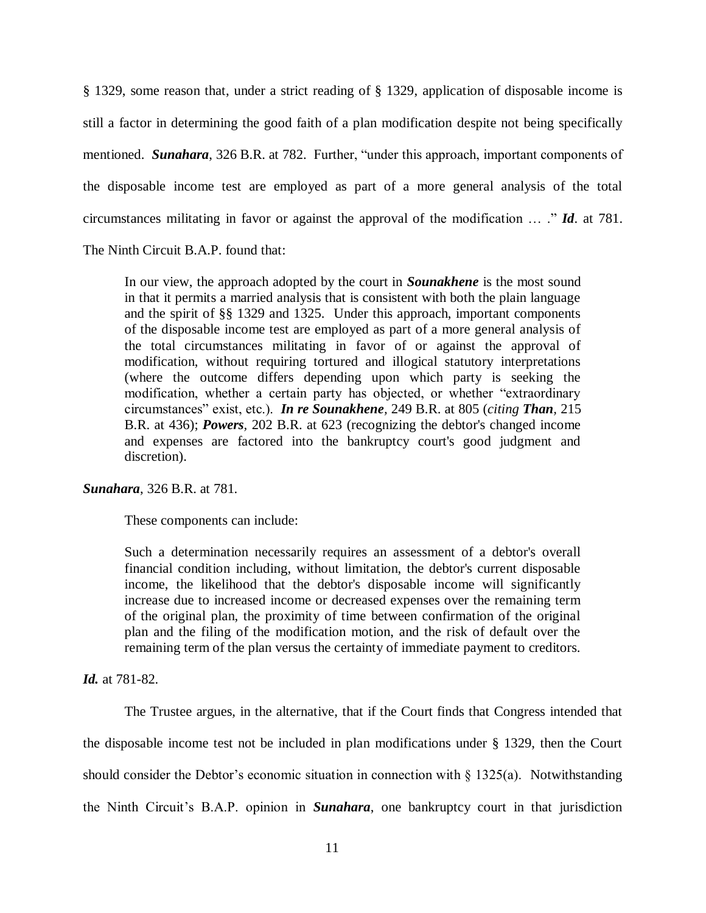§ 1329, some reason that, under a strict reading of § 1329, application of disposable income is still a factor in determining the good faith of a plan modification despite not being specifically mentioned. ***Sunahara***, 326 B.R. at 782. Further, "under this approach, important components of the disposable income test are employed as part of a more general analysis of the total circumstances militating in favor or against the approval of the modification … ." ***Id***. at 781. The Ninth Circuit B.A.P. found that:

> In our view, the approach adopted by the court in ***Sounakhene*** is the most sound in that it permits a married analysis that is consistent with both the plain language and the spirit of §§ 1329 and 1325. Under this approach, important components of the disposable income test are employed as part of a more general analysis of the total circumstances militating in favor of or against the approval of modification, without requiring tortured and illogical statutory interpretations (where the outcome differs depending upon which party is seeking the modification, whether a certain party has objected, or whether "extraordinary circumstances" exist, etc.). ***In re Sounakhene***, 249 B.R. at 805 (*citing* ***Than***, 215 B.R. at 436); ***Powers***, 202 B.R. at 623 (recognizing the debtor's changed income and expenses are factored into the bankruptcy court's good judgment and discretion).

***Sunahara***, 326 B.R. at 781.

These components can include:

> Such a determination necessarily requires an assessment of a debtor's overall financial condition including, without limitation, the debtor's current disposable income, the likelihood that the debtor's disposable income will significantly increase due to increased income or decreased expenses over the remaining term of the original plan, the proximity of time between confirmation of the original plan and the filing of the modification motion, and the risk of default over the remaining term of the plan versus the certainty of immediate payment to creditors.

***Id.*** at 781-82.

The Trustee argues, in the alternative, that if the Court finds that Congress intended that the disposable income test not be included in plan modifications under § 1329, then the Court should consider the Debtor's economic situation in connection with § 1325(a). Notwithstanding the Ninth Circuit's B.A.P. opinion in ***Sunahara***, one bankruptcy court in that jurisdiction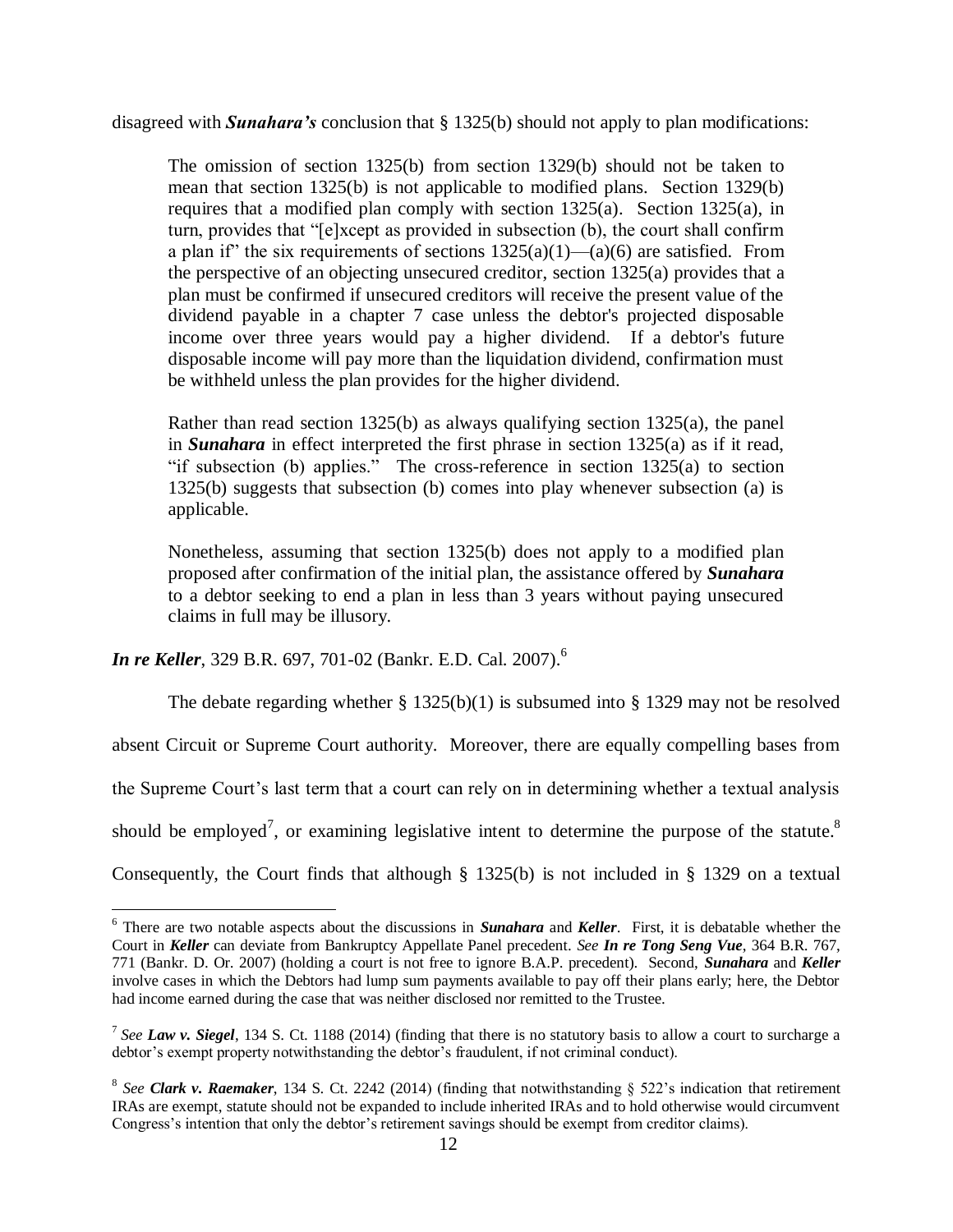disagreed with ***Sunahara's*** conclusion that § 1325(b) should not apply to plan modifications:

> The omission of section 1325(b) from section 1329(b) should not be taken to mean that section 1325(b) is not applicable to modified plans. Section 1329(b) requires that a modified plan comply with section 1325(a). Section 1325(a), in turn, provides that "[e]xcept as provided in subsection (b), the court shall confirm a plan if" the six requirements of sections 1325(a)(1)—(a)(6) are satisfied. From the perspective of an objecting unsecured creditor, section 1325(a) provides that a plan must be confirmed if unsecured creditors will receive the present value of the dividend payable in a chapter 7 case unless the debtor's projected disposable income over three years would pay a higher dividend. If a debtor's future disposable income will pay more than the liquidation dividend, confirmation must be withheld unless the plan provides for the higher dividend.
>
> Rather than read section 1325(b) as always qualifying section 1325(a), the panel in ***Sunahara*** in effect interpreted the first phrase in section 1325(a) as if it read, "if subsection (b) applies." The cross-reference in section 1325(a) to section 1325(b) suggests that subsection (b) comes into play whenever subsection (a) is applicable.
>
> Nonetheless, assuming that section 1325(b) does not apply to a modified plan proposed after confirmation of the initial plan, the assistance offered by ***Sunahara*** to a debtor seeking to end a plan in less than 3 years without paying unsecured claims in full may be illusory.

***In re Keller***, 329 B.R. 697, 701-02 (Bankr. E.D. Cal. 2007).[6]

The debate regarding whether § 1325(b)(1) is subsumed into § 1329 may not be resolved absent Circuit or Supreme Court authority. Moreover, there are equally compelling bases from the Supreme Court's last term that a court can rely on in determining whether a textual analysis should be employed[7], or examining legislative intent to determine the purpose of the statute.[8] Consequently, the Court finds that although § 1325(b) is not included in § 1329 on a textual

---

[6] There are two notable aspects about the discussions in ***Sunahara*** and ***Keller***. First, it is debatable whether the Court in ***Keller*** can deviate from Bankruptcy Appellate Panel precedent. *See* ***In re Tong Seng Vue***, 364 B.R. 767, 771 (Bankr. D. Or. 2007) (holding a court is not free to ignore B.A.P. precedent). Second, ***Sunahara*** and ***Keller*** involve cases in which the Debtors had lump sum payments available to pay off their plans early; here, the Debtor had income earned during the case that was neither disclosed nor remitted to the Trustee.

[7] *See* ***Law v. Siegel***, 134 S. Ct. 1188 (2014) (finding that there is no statutory basis to allow a court to surcharge a debtor's exempt property notwithstanding the debtor's fraudulent, if not criminal conduct).

[8] *See* ***Clark v. Raemaker***, 134 S. Ct. 2242 (2014) (finding that notwithstanding § 522's indication that retirement IRAs are exempt, statute should not be expanded to include inherited IRAs and to hold otherwise would circumvent Congress's intention that only the debtor's retirement savings should be exempt from creditor claims).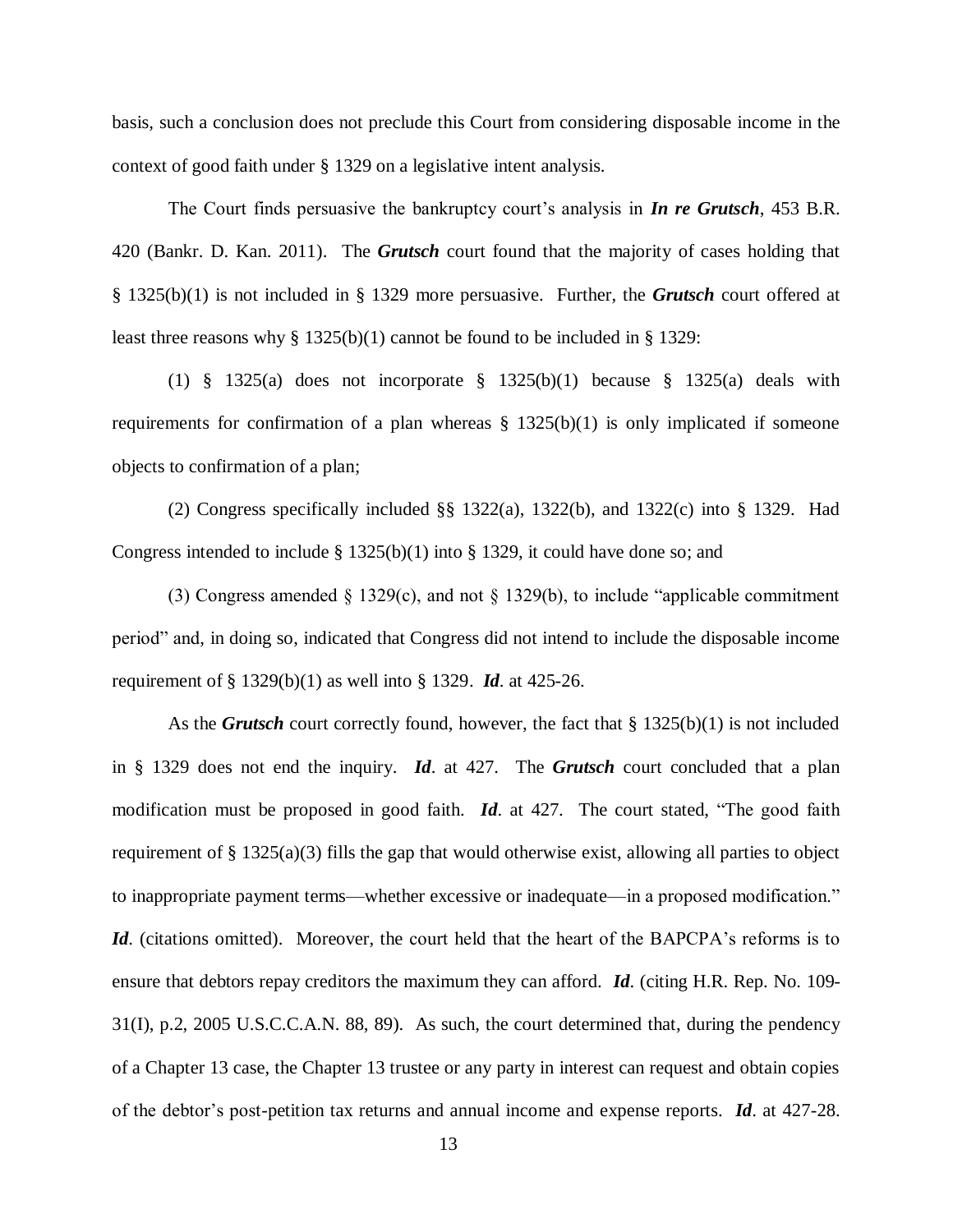basis, such a conclusion does not preclude this Court from considering disposable income in the context of good faith under § 1329 on a legislative intent analysis.

The Court finds persuasive the bankruptcy court's analysis in ***In re Grutsch***, 453 B.R. 420 (Bankr. D. Kan. 2011). The ***Grutsch*** court found that the majority of cases holding that § 1325(b)(1) is not included in § 1329 more persuasive. Further, the ***Grutsch*** court offered at least three reasons why § 1325(b)(1) cannot be found to be included in § 1329:

(1) § 1325(a) does not incorporate § 1325(b)(1) because § 1325(a) deals with requirements for confirmation of a plan whereas § 1325(b)(1) is only implicated if someone objects to confirmation of a plan;

(2) Congress specifically included §§ 1322(a), 1322(b), and 1322(c) into § 1329. Had Congress intended to include § 1325(b)(1) into § 1329, it could have done so; and

(3) Congress amended § 1329(c), and not § 1329(b), to include "applicable commitment period" and, in doing so, indicated that Congress did not intend to include the disposable income requirement of § 1329(b)(1) as well into § 1329. ***Id***. at 425-26.

As the ***Grutsch*** court correctly found, however, the fact that § 1325(b)(1) is not included in § 1329 does not end the inquiry. ***Id***. at 427. The ***Grutsch*** court concluded that a plan modification must be proposed in good faith. ***Id***. at 427. The court stated, "The good faith requirement of § 1325(a)(3) fills the gap that would otherwise exist, allowing all parties to object to inappropriate payment terms—whether excessive or inadequate—in a proposed modification." ***Id***. (citations omitted). Moreover, the court held that the heart of the BAPCPA's reforms is to ensure that debtors repay creditors the maximum they can afford. ***Id***. (citing H.R. Rep. No. 109-31(I), p.2, 2005 U.S.C.C.A.N. 88, 89). As such, the court determined that, during the pendency of a Chapter 13 case, the Chapter 13 trustee or any party in interest can request and obtain copies of the debtor's post-petition tax returns and annual income and expense reports. ***Id***. at 427-28.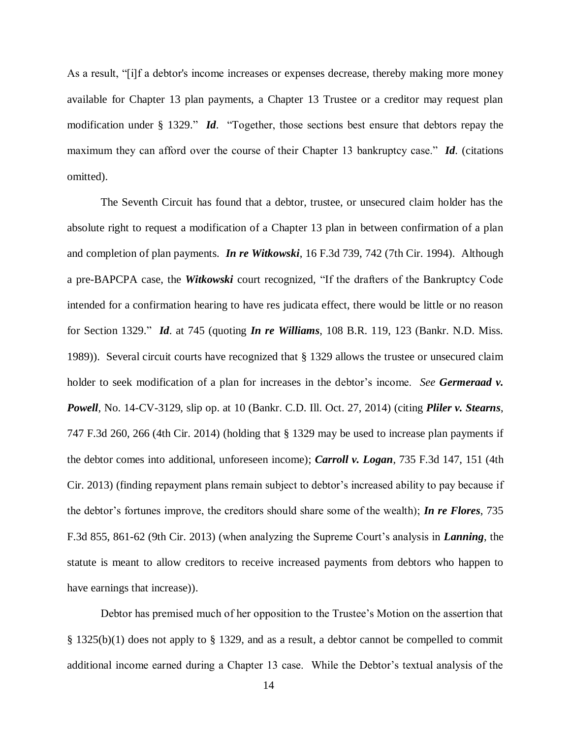As a result, "[i]f a debtor's income increases or expenses decrease, thereby making more money available for Chapter 13 plan payments, a Chapter 13 Trustee or a creditor may request plan modification under § 1329." ***Id***. "Together, those sections best ensure that debtors repay the maximum they can afford over the course of their Chapter 13 bankruptcy case." ***Id***. (citations omitted).

The Seventh Circuit has found that a debtor, trustee, or unsecured claim holder has the absolute right to request a modification of a Chapter 13 plan in between confirmation of a plan and completion of plan payments. ***In re Witkowski***, 16 F.3d 739, 742 (7th Cir. 1994). Although a pre-BAPCPA case, the ***Witkowski*** court recognized, "If the drafters of the Bankruptcy Code intended for a confirmation hearing to have res judicata effect, there would be little or no reason for Section 1329." ***Id***. at 745 (quoting ***In re Williams***, 108 B.R. 119, 123 (Bankr. N.D. Miss. 1989)). Several circuit courts have recognized that § 1329 allows the trustee or unsecured claim holder to seek modification of a plan for increases in the debtor's income. *See* ***Germeraad v. Powell***, No. 14-CV-3129, slip op. at 10 (Bankr. C.D. Ill. Oct. 27, 2014) (citing ***Pliler v. Stearns***, 747 F.3d 260, 266 (4th Cir. 2014) (holding that § 1329 may be used to increase plan payments if the debtor comes into additional, unforeseen income); ***Carroll v. Logan***, 735 F.3d 147, 151 (4th Cir. 2013) (finding repayment plans remain subject to debtor's increased ability to pay because if the debtor's fortunes improve, the creditors should share some of the wealth); ***In re Flores***, 735 F.3d 855, 861-62 (9th Cir. 2013) (when analyzing the Supreme Court's analysis in ***Lanning***, the statute is meant to allow creditors to receive increased payments from debtors who happen to have earnings that increase)).

Debtor has premised much of her opposition to the Trustee's Motion on the assertion that § 1325(b)(1) does not apply to § 1329, and as a result, a debtor cannot be compelled to commit additional income earned during a Chapter 13 case. While the Debtor's textual analysis of the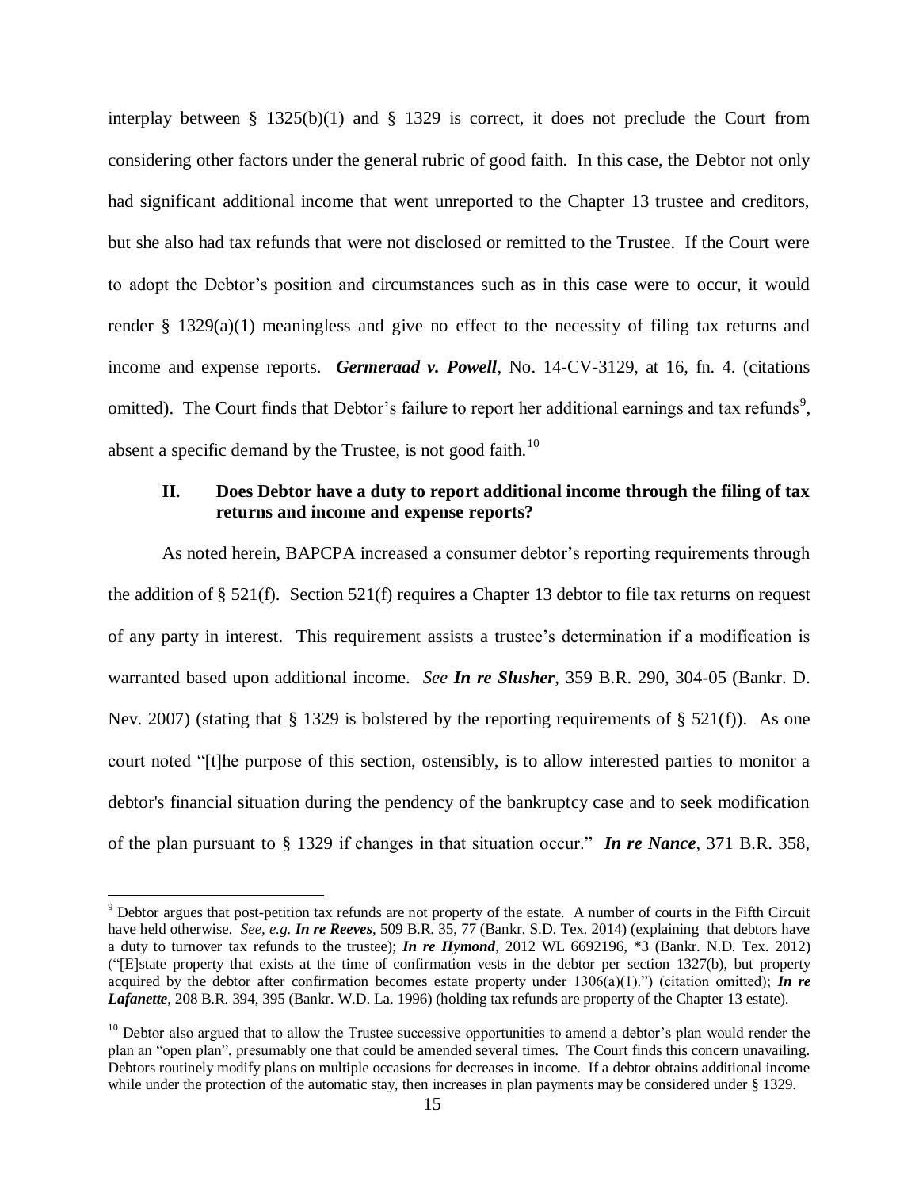interplay between § 1325(b)(1) and § 1329 is correct, it does not preclude the Court from considering other factors under the general rubric of good faith. In this case, the Debtor not only had significant additional income that went unreported to the Chapter 13 trustee and creditors, but she also had tax refunds that were not disclosed or remitted to the Trustee. If the Court were to adopt the Debtor's position and circumstances such as in this case were to occur, it would render § 1329(a)(1) meaningless and give no effect to the necessity of filing tax returns and income and expense reports. ***Germeraad v. Powell***, No. 14-CV-3129, at 16, fn. 4. (citations omitted). The Court finds that Debtor's failure to report her additional earnings and tax refunds[9], absent a specific demand by the Trustee, is not good faith.[10]

### II. Does Debtor have a duty to report additional income through the filing of tax returns and income and expense reports?

As noted herein, BAPCPA increased a consumer debtor's reporting requirements through the addition of § 521(f). Section 521(f) requires a Chapter 13 debtor to file tax returns on request of any party in interest. This requirement assists a trustee's determination if a modification is warranted based upon additional income. *See* ***In re Slusher***, 359 B.R. 290, 304-05 (Bankr. D. Nev. 2007) (stating that § 1329 is bolstered by the reporting requirements of § 521(f)). As one court noted "[t]he purpose of this section, ostensibly, is to allow interested parties to monitor a debtor's financial situation during the pendency of the bankruptcy case and to seek modification of the plan pursuant to § 1329 if changes in that situation occur." ***In re Nance***, 371 B.R. 358,

---

[9] Debtor argues that post-petition tax refunds are not property of the estate. A number of courts in the Fifth Circuit have held otherwise. *See, e.g.* ***In re Reeves***, 509 B.R. 35, 77 (Bankr. S.D. Tex. 2014) (explaining that debtors have a duty to turnover tax refunds to the trustee); ***In re Hymond***, 2012 WL 6692196, *3 (Bankr. N.D. Tex. 2012) ("[E]state property that exists at the time of confirmation vests in the debtor per section 1327(b), but property acquired by the debtor after confirmation becomes estate property under 1306(a)(1).") (citation omitted); ***In re Lafanette***, 208 B.R. 394, 395 (Bankr. W.D. La. 1996) (holding tax refunds are property of the Chapter 13 estate).

[10] Debtor also argued that to allow the Trustee successive opportunities to amend a debtor's plan would render the plan an "open plan", presumably one that could be amended several times. The Court finds this concern unavailing. Debtors routinely modify plans on multiple occasions for decreases in income. If a debtor obtains additional income while under the protection of the automatic stay, then increases in plan payments may be considered under § 1329.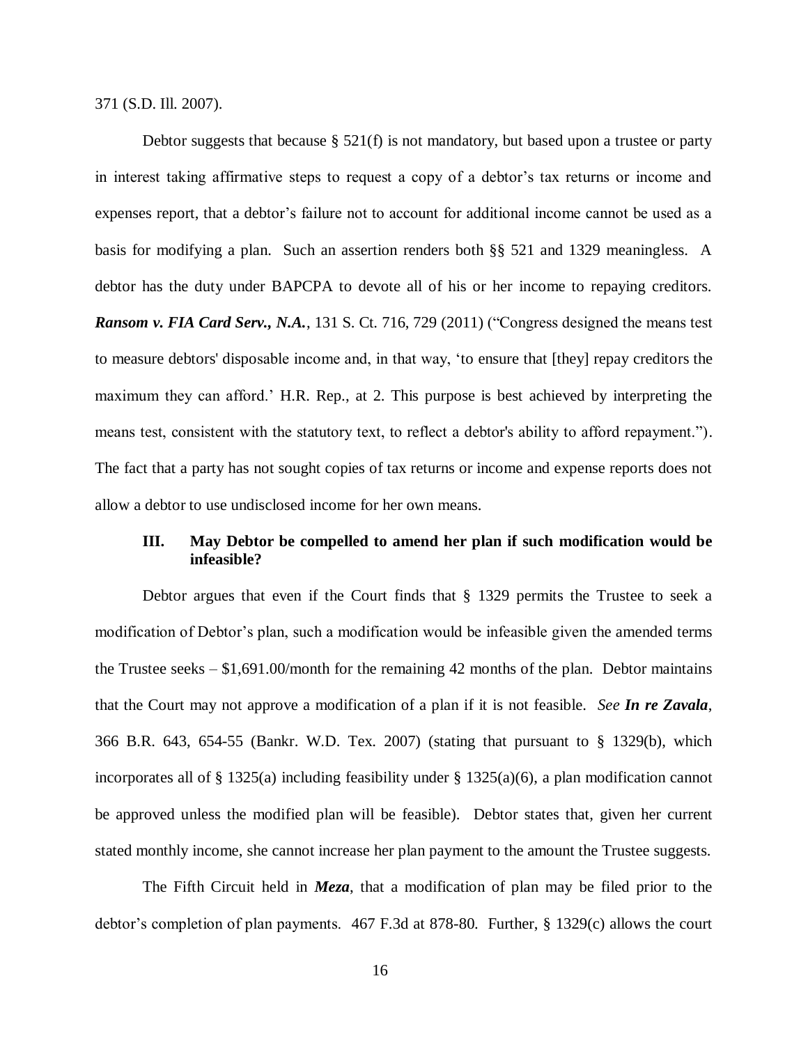371 (S.D. Ill. 2007).

Debtor suggests that because § 521(f) is not mandatory, but based upon a trustee or party in interest taking affirmative steps to request a copy of a debtor's tax returns or income and expenses report, that a debtor's failure not to account for additional income cannot be used as a basis for modifying a plan. Such an assertion renders both §§ 521 and 1329 meaningless. A debtor has the duty under BAPCPA to devote all of his or her income to repaying creditors. ***Ransom v. FIA Card Serv., N.A.***, 131 S. Ct. 716, 729 (2011) ("Congress designed the means test to measure debtors' disposable income and, in that way, 'to ensure that [they] repay creditors the maximum they can afford.' H.R. Rep., at 2. This purpose is best achieved by interpreting the means test, consistent with the statutory text, to reflect a debtor's ability to afford repayment."). The fact that a party has not sought copies of tax returns or income and expense reports does not allow a debtor to use undisclosed income for her own means.

### III. May Debtor be compelled to amend her plan if such modification would be infeasible?

Debtor argues that even if the Court finds that § 1329 permits the Trustee to seek a modification of Debtor's plan, such a modification would be infeasible given the amended terms the Trustee seeks – $1,691.00/month for the remaining 42 months of the plan. Debtor maintains that the Court may not approve a modification of a plan if it is not feasible. *See* ***In re Zavala***, 366 B.R. 643, 654-55 (Bankr. W.D. Tex. 2007) (stating that pursuant to § 1329(b), which incorporates all of § 1325(a) including feasibility under § 1325(a)(6), a plan modification cannot be approved unless the modified plan will be feasible). Debtor states that, given her current stated monthly income, she cannot increase her plan payment to the amount the Trustee suggests.

The Fifth Circuit held in ***Meza***, that a modification of plan may be filed prior to the debtor's completion of plan payments. 467 F.3d at 878-80. Further, § 1329(c) allows the court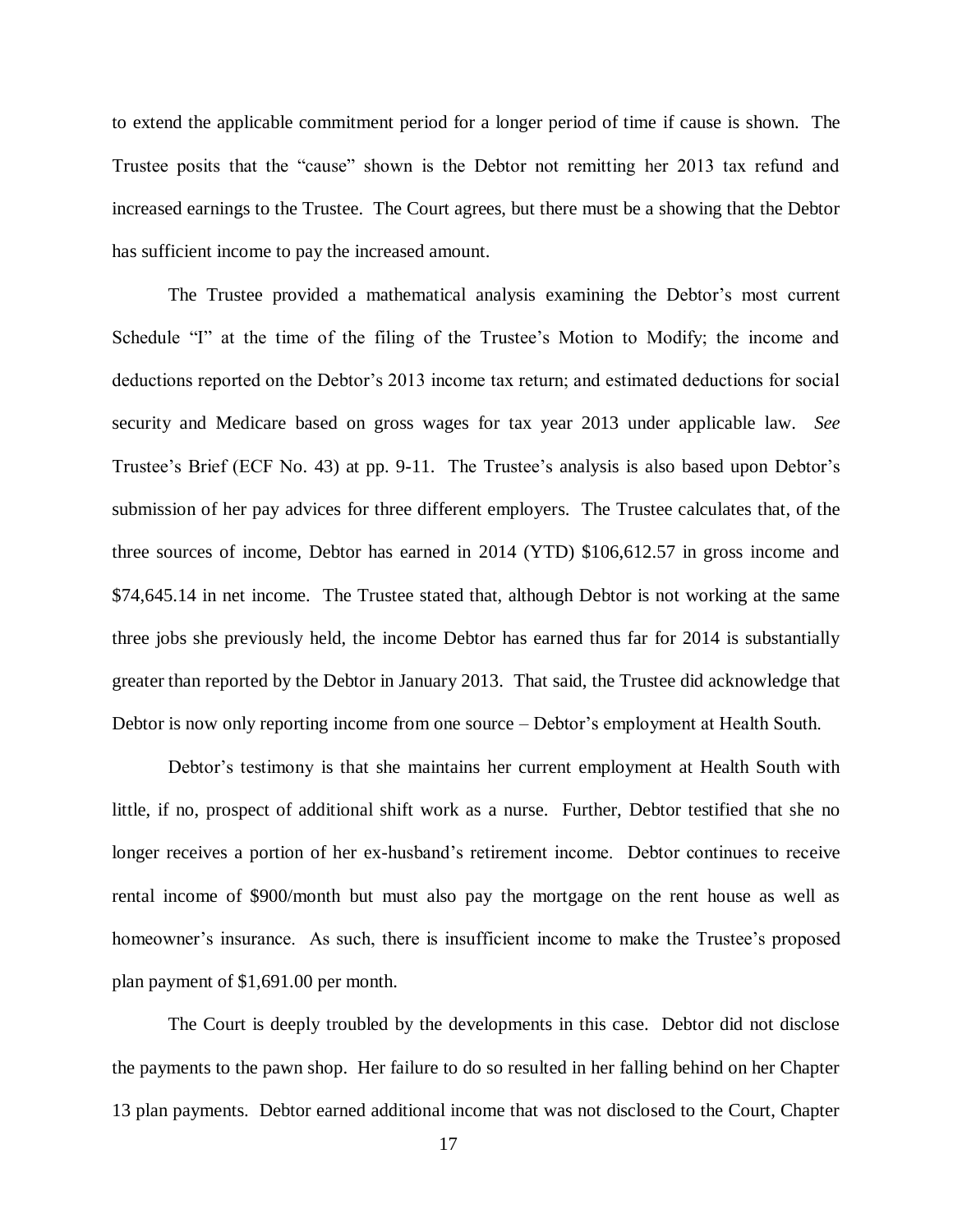to extend the applicable commitment period for a longer period of time if cause is shown. The Trustee posits that the "cause" shown is the Debtor not remitting her 2013 tax refund and increased earnings to the Trustee. The Court agrees, but there must be a showing that the Debtor has sufficient income to pay the increased amount.

The Trustee provided a mathematical analysis examining the Debtor's most current Schedule "I" at the time of the filing of the Trustee's Motion to Modify; the income and deductions reported on the Debtor's 2013 income tax return; and estimated deductions for social security and Medicare based on gross wages for tax year 2013 under applicable law. *See* Trustee's Brief (ECF No. 43) at pp. 9-11. The Trustee's analysis is also based upon Debtor's submission of her pay advices for three different employers. The Trustee calculates that, of the three sources of income, Debtor has earned in 2014 (YTD) $106,612.57 in gross income and $74,645.14 in net income. The Trustee stated that, although Debtor is not working at the same three jobs she previously held, the income Debtor has earned thus far for 2014 is substantially greater than reported by the Debtor in January 2013. That said, the Trustee did acknowledge that Debtor is now only reporting income from one source – Debtor's employment at Health South.

Debtor's testimony is that she maintains her current employment at Health South with little, if no, prospect of additional shift work as a nurse. Further, Debtor testified that she no longer receives a portion of her ex-husband's retirement income. Debtor continues to receive rental income of $900/month but must also pay the mortgage on the rent house as well as homeowner's insurance. As such, there is insufficient income to make the Trustee's proposed plan payment of $1,691.00 per month.

The Court is deeply troubled by the developments in this case. Debtor did not disclose the payments to the pawn shop. Her failure to do so resulted in her falling behind on her Chapter 13 plan payments. Debtor earned additional income that was not disclosed to the Court, Chapter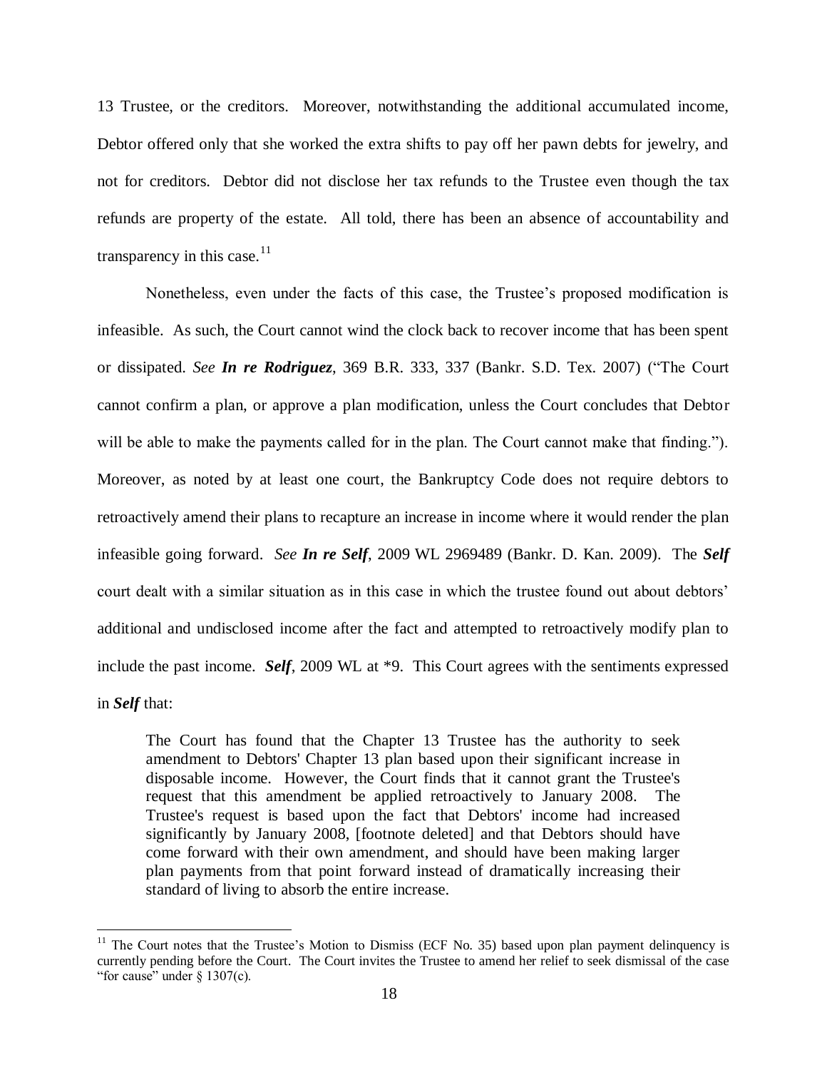13 Trustee, or the creditors. Moreover, notwithstanding the additional accumulated income, Debtor offered only that she worked the extra shifts to pay off her pawn debts for jewelry, and not for creditors. Debtor did not disclose her tax refunds to the Trustee even though the tax refunds are property of the estate. All told, there has been an absence of accountability and transparency in this case.[11]

Nonetheless, even under the facts of this case, the Trustee's proposed modification is infeasible. As such, the Court cannot wind the clock back to recover income that has been spent or dissipated. *See **In re Rodriguez***, 369 B.R. 333, 337 (Bankr. S.D. Tex. 2007) ("The Court cannot confirm a plan, or approve a plan modification, unless the Court concludes that Debtor will be able to make the payments called for in the plan. The Court cannot make that finding."). Moreover, as noted by at least one court, the Bankruptcy Code does not require debtors to retroactively amend their plans to recapture an increase in income where it would render the plan infeasible going forward. *See **In re Self***, 2009 WL 2969489 (Bankr. D. Kan. 2009). The ***Self*** court dealt with a similar situation as in this case in which the trustee found out about debtors' additional and undisclosed income after the fact and attempted to retroactively modify plan to include the past income. ***Self***, 2009 WL at *9. This Court agrees with the sentiments expressed in ***Self*** that:

> The Court has found that the Chapter 13 Trustee has the authority to seek amendment to Debtors' Chapter 13 plan based upon their significant increase in disposable income. However, the Court finds that it cannot grant the Trustee's request that this amendment be applied retroactively to January 2008. The Trustee's request is based upon the fact that Debtors' income had increased significantly by January 2008, [footnote deleted] and that Debtors should have come forward with their own amendment, and should have been making larger plan payments from that point forward instead of dramatically increasing their standard of living to absorb the entire increase.

---

[11] The Court notes that the Trustee's Motion to Dismiss (ECF No. 35) based upon plan payment delinquency is currently pending before the Court. The Court invites the Trustee to amend her relief to seek dismissal of the case "for cause" under § 1307(c).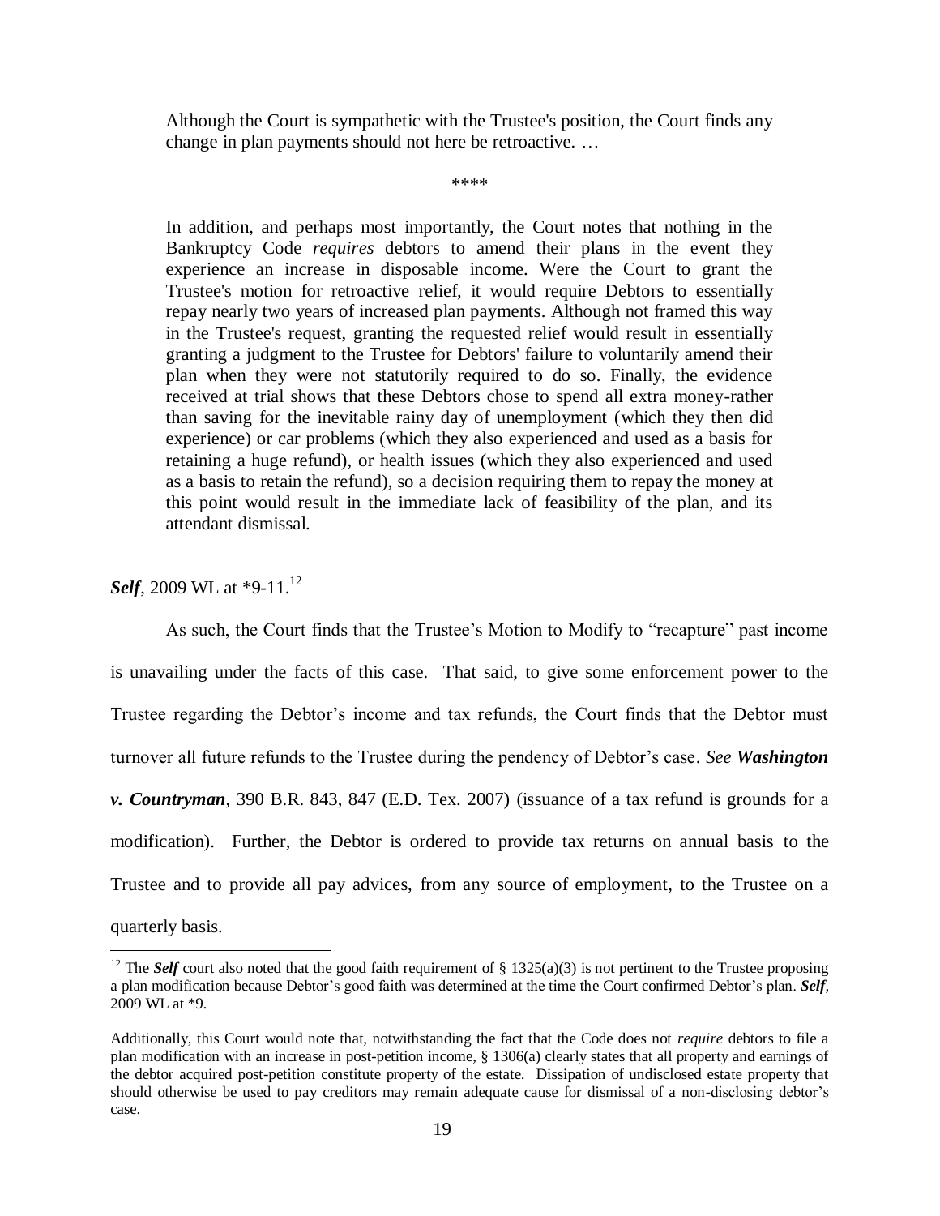> Although the Court is sympathetic with the Trustee's position, the Court finds any change in plan payments should not here be retroactive. …
>
> ****
>
> In addition, and perhaps most importantly, the Court notes that nothing in the Bankruptcy Code *requires* debtors to amend their plans in the event they experience an increase in disposable income. Were the Court to grant the Trustee's motion for retroactive relief, it would require Debtors to essentially repay nearly two years of increased plan payments. Although not framed this way in the Trustee's request, granting the requested relief would result in essentially granting a judgment to the Trustee for Debtors' failure to voluntarily amend their plan when they were not statutorily required to do so. Finally, the evidence received at trial shows that these Debtors chose to spend all extra money-rather than saving for the inevitable rainy day of unemployment (which they then did experience) or car problems (which they also experienced and used as a basis for retaining a huge refund), or health issues (which they also experienced and used as a basis to retain the refund), so a decision requiring them to repay the money at this point would result in the immediate lack of feasibility of the plan, and its attendant dismissal.

***Self***, 2009 WL at *9-11.[12]

As such, the Court finds that the Trustee's Motion to Modify to "recapture" past income is unavailing under the facts of this case. That said, to give some enforcement power to the Trustee regarding the Debtor's income and tax refunds, the Court finds that the Debtor must turnover all future refunds to the Trustee during the pendency of Debtor's case. *See* ***Washington v. Countryman***, 390 B.R. 843, 847 (E.D. Tex. 2007) (issuance of a tax refund is grounds for a modification). Further, the Debtor is ordered to provide tax returns on annual basis to the Trustee and to provide all pay advices, from any source of employment, to the Trustee on a quarterly basis.

---

[12] The ***Self*** court also noted that the good faith requirement of § 1325(a)(3) is not pertinent to the Trustee proposing a plan modification because Debtor's good faith was determined at the time the Court confirmed Debtor's plan. ***Self***, 2009 WL at *9.

Additionally, this Court would note that, notwithstanding the fact that the Code does not *require* debtors to file a plan modification with an increase in post-petition income, § 1306(a) clearly states that all property and earnings of the debtor acquired post-petition constitute property of the estate. Dissipation of undisclosed estate property that should otherwise be used to pay creditors may remain adequate cause for dismissal of a non-disclosing debtor's case.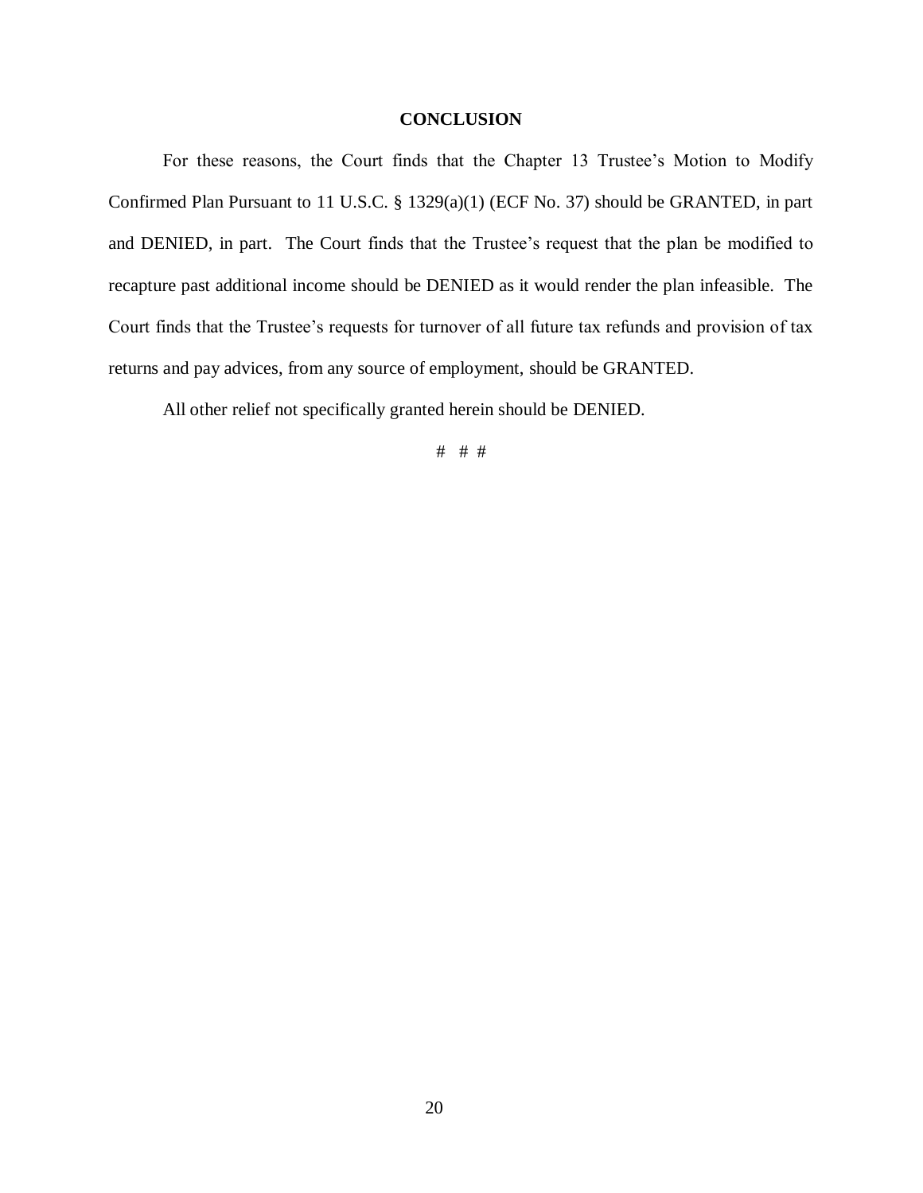## CONCLUSION

For these reasons, the Court finds that the Chapter 13 Trustee's Motion to Modify Confirmed Plan Pursuant to 11 U.S.C. § 1329(a)(1) (ECF No. 37) should be GRANTED, in part and DENIED, in part. The Court finds that the Trustee's request that the plan be modified to recapture past additional income should be DENIED as it would render the plan infeasible. The Court finds that the Trustee's requests for turnover of all future tax refunds and provision of tax returns and pay advices, from any source of employment, should be GRANTED.

All other relief not specifically granted herein should be DENIED.

# # #